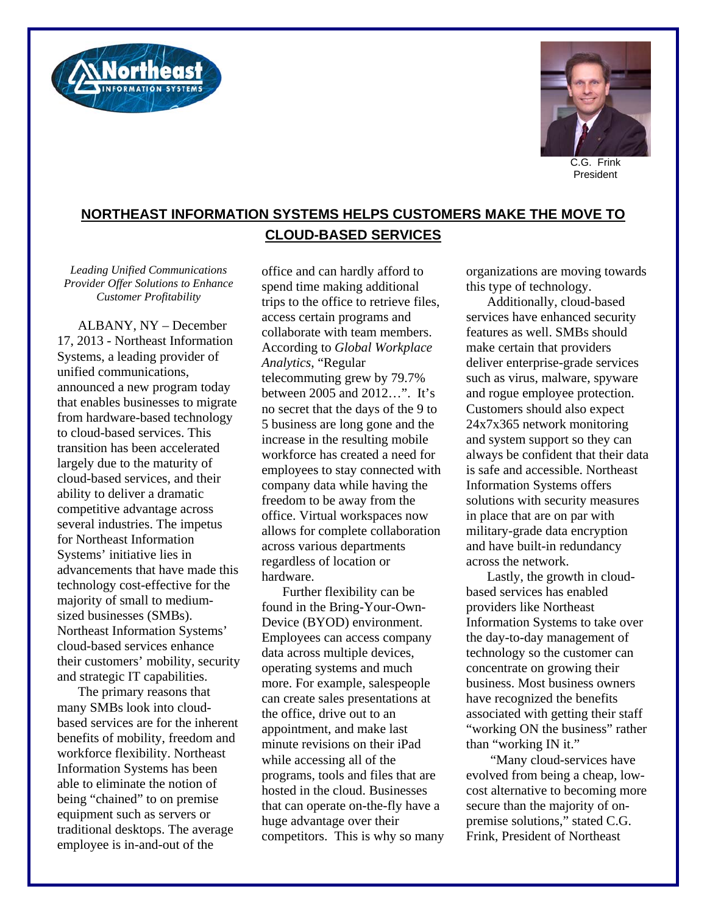C.G. Frink
President

## NORTHEAST INFORMATION SYSTEMS HELPS CUSTOMERS MAKE THE MOVE TO CLOUD-BASED SERVICES

*Leading Unified Communications Provider Offer Solutions to Enhance Customer Profitability*

ALBANY, NY – December 17, 2013 - Northeast Information Systems, a leading provider of unified communications, announced a new program today that enables businesses to migrate from hardware-based technology to cloud-based services. This transition has been accelerated largely due to the maturity of cloud-based services, and their ability to deliver a dramatic competitive advantage across several industries. The impetus for Northeast Information Systems' initiative lies in advancements that have made this technology cost-effective for the majority of small to medium-sized businesses (SMBs). Northeast Information Systems' cloud-based services enhance their customers' mobility, security and strategic IT capabilities.

The primary reasons that many SMBs look into cloud-based services are for the inherent benefits of mobility, freedom and workforce flexibility. Northeast Information Systems has been able to eliminate the notion of being "chained" to on premise equipment such as servers or traditional desktops. The average employee is in-and-out of the office and can hardly afford to spend time making additional trips to the office to retrieve files, access certain programs and collaborate with team members. According to *Global Workplace Analytics*, "Regular telecommuting grew by 79.7% between 2005 and 2012…". It's no secret that the days of the 9 to 5 business are long gone and the increase in the resulting mobile workforce has created a need for employees to stay connected with company data while having the freedom to be away from the office. Virtual workspaces now allows for complete collaboration across various departments regardless of location or hardware.

Further flexibility can be found in the Bring-Your-Own-Device (BYOD) environment. Employees can access company data across multiple devices, operating systems and much more. For example, salespeople can create sales presentations at the office, drive out to an appointment, and make last minute revisions on their iPad while accessing all of the programs, tools and files that are hosted in the cloud. Businesses that can operate on-the-fly have a huge advantage over their competitors. This is why so many organizations are moving towards this type of technology.

Additionally, cloud-based services have enhanced security features as well. SMBs should make certain that providers deliver enterprise-grade services such as virus, malware, spyware and rogue employee protection. Customers should also expect 24x7x365 network monitoring and system support so they can always be confident that their data is safe and accessible. Northeast Information Systems offers solutions with security measures in place that are on par with military-grade data encryption and have built-in redundancy across the network.

Lastly, the growth in cloud-based services has enabled providers like Northeast Information Systems to take over the day-to-day management of technology so the customer can concentrate on growing their business. Most business owners have recognized the benefits associated with getting their staff "working ON the business" rather than "working IN it."

"Many cloud-services have evolved from being a cheap, low-cost alternative to becoming more secure than the majority of on-premise solutions," stated C.G. Frink, President of Northeast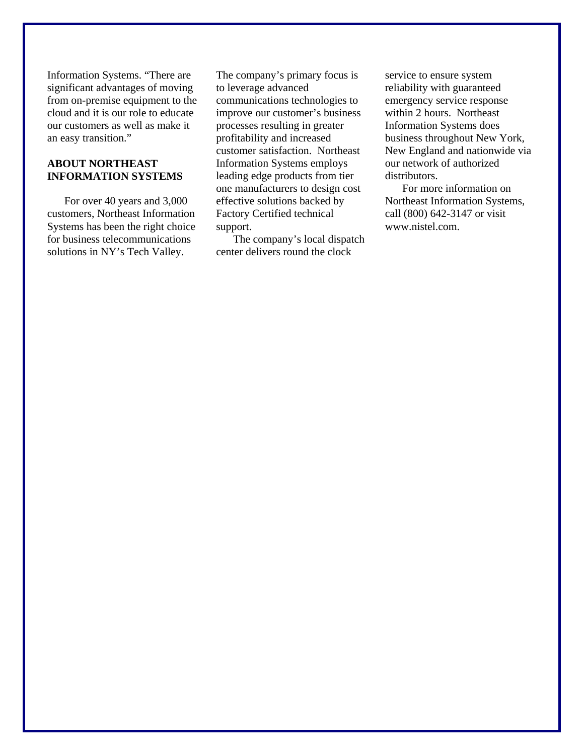Information Systems. “There are significant advantages of moving from on-premise equipment to the cloud and it is our role to educate our customers as well as make it an easy transition.”

**ABOUT NORTHEAST INFORMATION SYSTEMS**

For over 40 years and 3,000 customers, Northeast Information Systems has been the right choice for business telecommunications solutions in NY’s Tech Valley. The company’s primary focus is to leverage advanced communications technologies to improve our customer’s business processes resulting in greater profitability and increased customer satisfaction. Northeast Information Systems employs leading edge products from tier one manufacturers to design cost effective solutions backed by Factory Certified technical support.

The company’s local dispatch center delivers round the clock service to ensure system reliability with guaranteed emergency service response within 2 hours. Northeast Information Systems does business throughout New York, New England and nationwide via our network of authorized distributors.

For more information on Northeast Information Systems, call (800) 642-3147 or visit www.nistel.com.